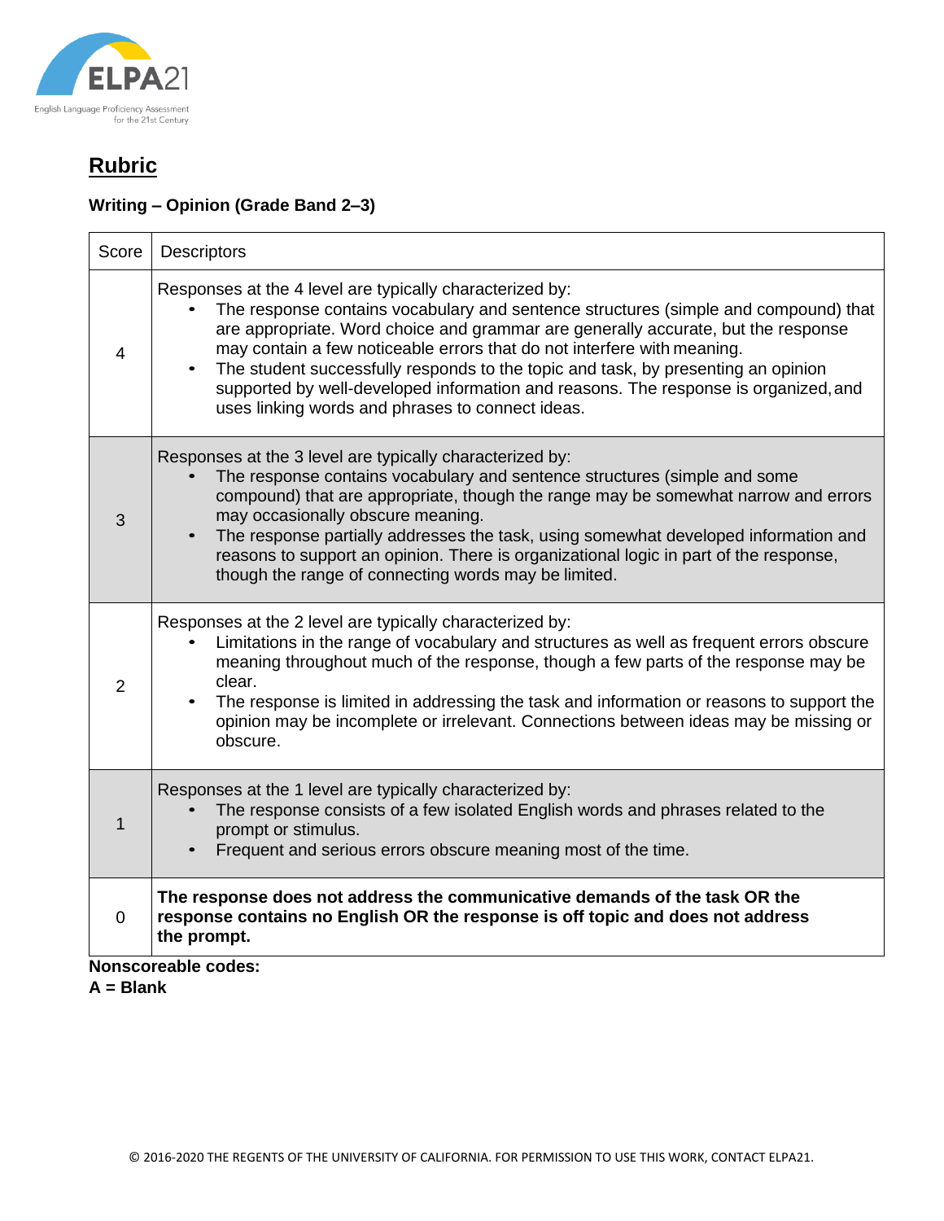## Rubric

**Writing – Opinion (Grade Band 2–3)**

| Score | Descriptors |
|---|---|
| 4 | Responses at the 4 level are typically characterized by: <ul><li>The response contains vocabulary and sentence structures (simple and compound) that are appropriate. Word choice and grammar are generally accurate, but the response may contain a few noticeable errors that do not interfere with meaning.</li><li>The student successfully responds to the topic and task, by presenting an opinion supported by well-developed information and reasons. The response is organized, and uses linking words and phrases to connect ideas.</li></ul> |
| 3 | Responses at the 3 level are typically characterized by: <ul><li>The response contains vocabulary and sentence structures (simple and some compound) that are appropriate, though the range may be somewhat narrow and errors may occasionally obscure meaning.</li><li>The response partially addresses the task, using somewhat developed information and reasons to support an opinion. There is organizational logic in part of the response, though the range of connecting words may be limited.</li></ul> |
| 2 | Responses at the 2 level are typically characterized by: <ul><li>Limitations in the range of vocabulary and structures as well as frequent errors obscure meaning throughout much of the response, though a few parts of the response may be clear.</li><li>The response is limited in addressing the task and information or reasons to support the opinion may be incomplete or irrelevant. Connections between ideas may be missing or obscure.</li></ul> |
| 1 | Responses at the 1 level are typically characterized by: <ul><li>The response consists of a few isolated English words and phrases related to the prompt or stimulus.</li><li>Frequent and serious errors obscure meaning most of the time.</li></ul> |
| 0 | **The response does not address the communicative demands of the task OR the response contains no English OR the response is off topic and does not address the prompt.** |

**Nonscoreable codes:**
**A = Blank**

© 2016-2020 THE REGENTS OF THE UNIVERSITY OF CALIFORNIA. FOR PERMISSION TO USE THIS WORK, CONTACT ELPA21.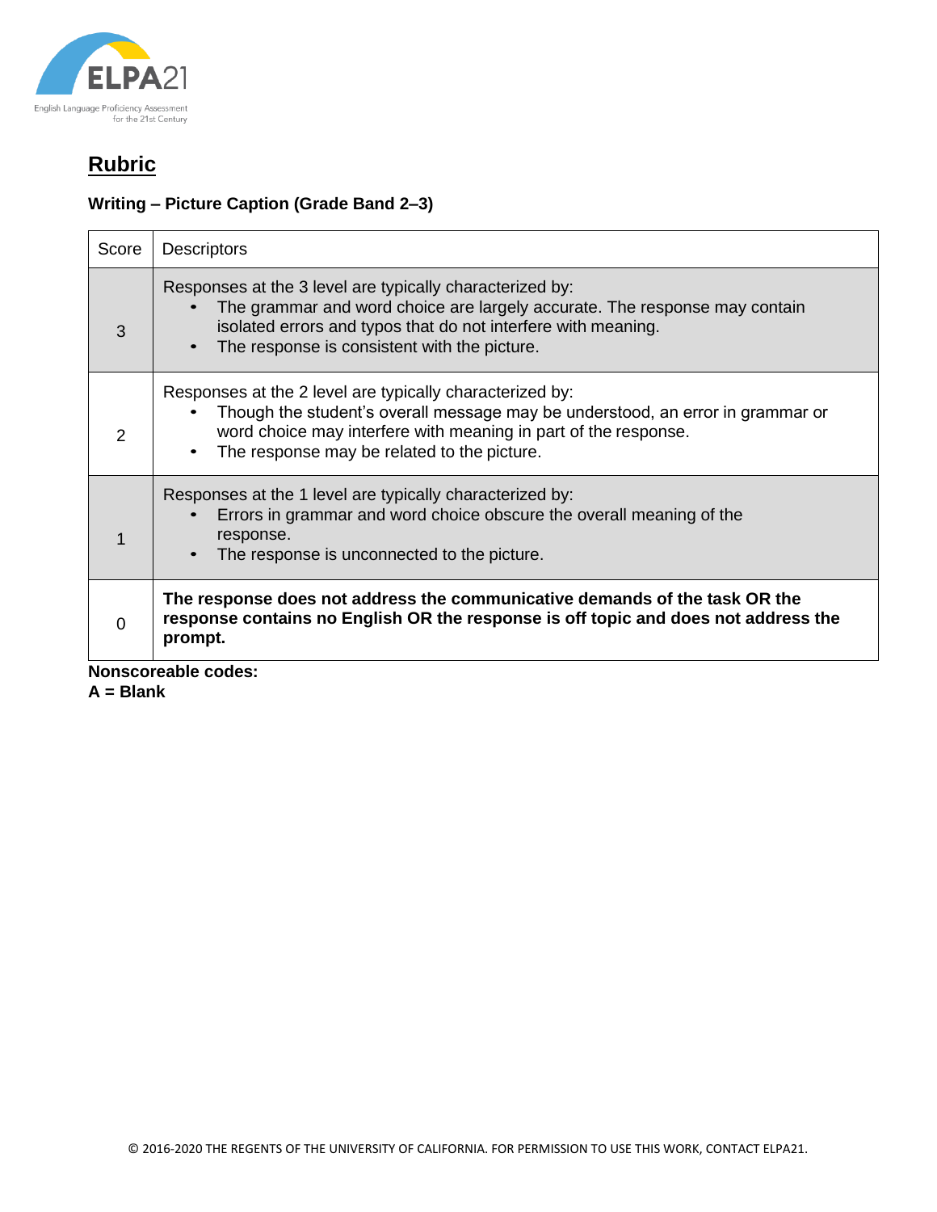## Rubric

### Writing – Picture Caption (Grade Band 2–3)

| Score | Descriptors |
|---|---|
| 3 | Responses at the 3 level are typically characterized by:<br>• The grammar and word choice are largely accurate. The response may contain isolated errors and typos that do not interfere with meaning.<br>• The response is consistent with the picture. |
| 2 | Responses at the 2 level are typically characterized by:<br>• Though the student's overall message may be understood, an error in grammar or word choice may interfere with meaning in part of the response.<br>• The response may be related to the picture. |
| 1 | Responses at the 1 level are typically characterized by:<br>• Errors in grammar and word choice obscure the overall meaning of the response.<br>• The response is unconnected to the picture. |
| 0 | **The response does not address the communicative demands of the task OR the response contains no English OR the response is off topic and does not address the prompt.** |

**Nonscoreable codes:**
**A = Blank**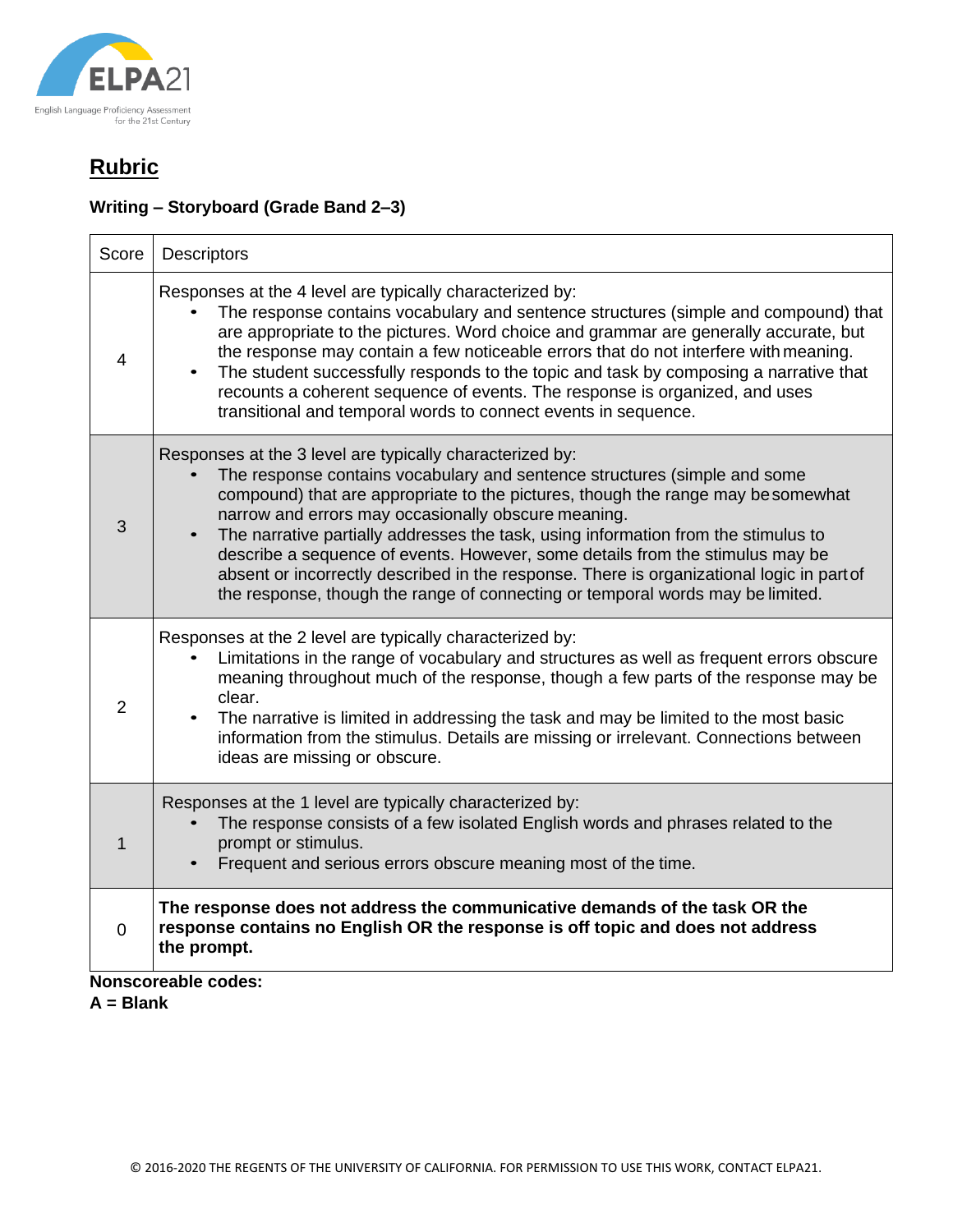# Rubric

### Writing – Storyboard (Grade Band 2–3)

| Score | Descriptors |
|---|---|
| 4 | Responses at the 4 level are typically characterized by:<br>• The response contains vocabulary and sentence structures (simple and compound) that are appropriate to the pictures. Word choice and grammar are generally accurate, but the response may contain a few noticeable errors that do not interfere with meaning.<br>• The student successfully responds to the topic and task by composing a narrative that recounts a coherent sequence of events. The response is organized, and uses transitional and temporal words to connect events in sequence. |
| 3 | Responses at the 3 level are typically characterized by:<br>• The response contains vocabulary and sentence structures (simple and some compound) that are appropriate to the pictures, though the range may be somewhat narrow and errors may occasionally obscure meaning.<br>• The narrative partially addresses the task, using information from the stimulus to describe a sequence of events. However, some details from the stimulus may be absent or incorrectly described in the response. There is organizational logic in part of the response, though the range of connecting or temporal words may be limited. |
| 2 | Responses at the 2 level are typically characterized by:<br>• Limitations in the range of vocabulary and structures as well as frequent errors obscure meaning throughout much of the response, though a few parts of the response may be clear.<br>• The narrative is limited in addressing the task and may be limited to the most basic information from the stimulus. Details are missing or irrelevant. Connections between ideas are missing or obscure. |
| 1 | Responses at the 1 level are typically characterized by:<br>• The response consists of a few isolated English words and phrases related to the prompt or stimulus.<br>• Frequent and serious errors obscure meaning most of the time. |
| 0 | **The response does not address the communicative demands of the task OR the response contains no English OR the response is off topic and does not address the prompt.** |

**Nonscoreable codes:**
**A = Blank**

© 2016-2020 THE REGENTS OF THE UNIVERSITY OF CALIFORNIA. FOR PERMISSION TO USE THIS WORK, CONTACT ELPA21.